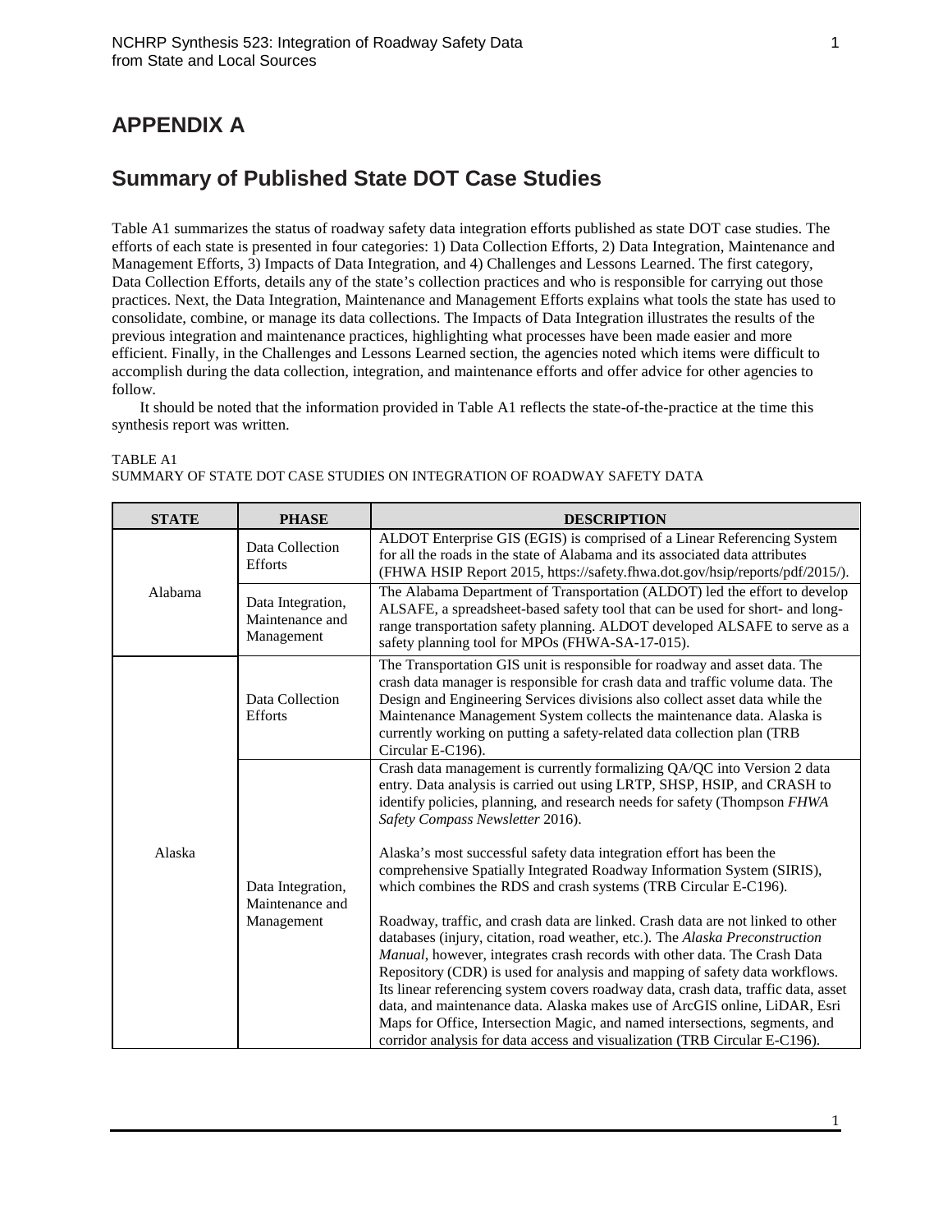# APPENDIX A

# Summary of Published State DOT Case Studies

Table A1 summarizes the status of roadway safety data integration efforts published as state DOT case studies. The efforts of each state is presented in four categories: 1) Data Collection Efforts, 2) Data Integration, Maintenance and Management Efforts, 3) Impacts of Data Integration, and 4) Challenges and Lessons Learned. The first category, Data Collection Efforts, details any of the state's collection practices and who is responsible for carrying out those practices. Next, the Data Integration, Maintenance and Management Efforts explains what tools the state has used to consolidate, combine, or manage its data collections. The Impacts of Data Integration illustrates the results of the previous integration and maintenance practices, highlighting what processes have been made easier and more efficient. Finally, in the Challenges and Lessons Learned section, the agencies noted which items were difficult to accomplish during the data collection, integration, and maintenance efforts and offer advice for other agencies to follow.

It should be noted that the information provided in Table A1 reflects the state-of-the-practice at the time this synthesis report was written.

TABLE A1
SUMMARY OF STATE DOT CASE STUDIES ON INTEGRATION OF ROADWAY SAFETY DATA

| STATE | PHASE | DESCRIPTION |
|---|---|---|
| Alabama | Data Collection Efforts | ALDOT Enterprise GIS (EGIS) is comprised of a Linear Referencing System for all the roads in the state of Alabama and its associated data attributes (FHWA HSIP Report 2015, https://safety.fhwa.dot.gov/hsip/reports/pdf/2015/). |
| | Data Integration, Maintenance and Management | The Alabama Department of Transportation (ALDOT) led the effort to develop ALSAFE, a spreadsheet-based safety tool that can be used for short- and long-range transportation safety planning. ALDOT developed ALSAFE to serve as a safety planning tool for MPOs (FHWA-SA-17-015). |
| Alaska | Data Collection Efforts | The Transportation GIS unit is responsible for roadway and asset data. The crash data manager is responsible for crash data and traffic volume data. The Design and Engineering Services divisions also collect asset data while the Maintenance Management System collects the maintenance data. Alaska is currently working on putting a safety-related data collection plan (TRB Circular E-C196). |
| | Data Integration, Maintenance and Management | Crash data management is currently formalizing QA/QC into Version 2 data entry. Data analysis is carried out using LRTP, SHSP, HSIP, and CRASH to identify policies, planning, and research needs for safety (Thompson *FHWA Safety Compass Newsletter* 2016).<br><br>Alaska's most successful safety data integration effort has been the comprehensive Spatially Integrated Roadway Information System (SIRIS), which combines the RDS and crash systems (TRB Circular E-C196).<br><br>Roadway, traffic, and crash data are linked. Crash data are not linked to other databases (injury, citation, road weather, etc.). The *Alaska Preconstruction Manual*, however, integrates crash records with other data. The Crash Data Repository (CDR) is used for analysis and mapping of safety data workflows. Its linear referencing system covers roadway data, crash data, traffic data, asset data, and maintenance data. Alaska makes use of ArcGIS online, LiDAR, Esri Maps for Office, Intersection Magic, and named intersections, segments, and corridor analysis for data access and visualization (TRB Circular E-C196). |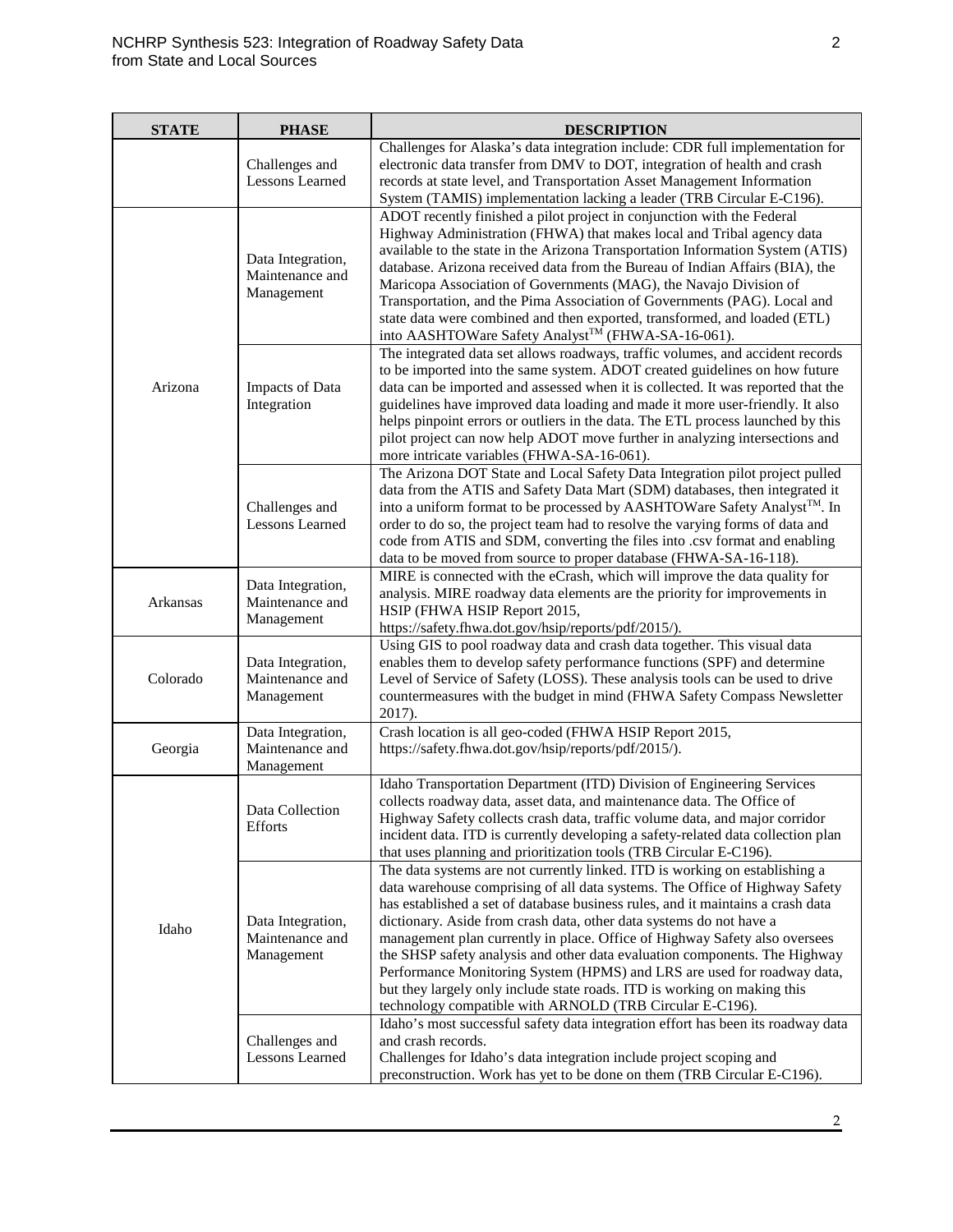| STATE | PHASE | DESCRIPTION |
|---|---|---|
| | Challenges and Lessons Learned | Challenges for Alaska's data integration include: CDR full implementation for electronic data transfer from DMV to DOT, integration of health and crash records at state level, and Transportation Asset Management Information System (TAMIS) implementation lacking a leader (TRB Circular E-C196). |
| Arizona | Data Integration, Maintenance and Management | ADOT recently finished a pilot project in conjunction with the Federal Highway Administration (FHWA) that makes local and Tribal agency data available to the state in the Arizona Transportation Information System (ATIS) database. Arizona received data from the Bureau of Indian Affairs (BIA), the Maricopa Association of Governments (MAG), the Navajo Division of Transportation, and the Pima Association of Governments (PAG). Local and state data were combined and then exported, transformed, and loaded (ETL) into AASHTOWare Safety Analyst™ (FHWA-SA-16-061). |
| | Impacts of Data Integration | The integrated data set allows roadways, traffic volumes, and accident records to be imported into the same system. ADOT created guidelines on how future data can be imported and assessed when it is collected. It was reported that the guidelines have improved data loading and made it more user-friendly. It also helps pinpoint errors or outliers in the data. The ETL process launched by this pilot project can now help ADOT move further in analyzing intersections and more intricate variables (FHWA-SA-16-061). |
| | Challenges and Lessons Learned | The Arizona DOT State and Local Safety Data Integration pilot project pulled data from the ATIS and Safety Data Mart (SDM) databases, then integrated it into a uniform format to be processed by AASHTOWare Safety Analyst™. In order to do so, the project team had to resolve the varying forms of data and code from ATIS and SDM, converting the files into .csv format and enabling data to be moved from source to proper database (FHWA-SA-16-118). |
| Arkansas | Data Integration, Maintenance and Management | MIRE is connected with the eCrash, which will improve the data quality for analysis. MIRE roadway data elements are the priority for improvements in HSIP (FHWA HSIP Report 2015, https://safety.fhwa.dot.gov/hsip/reports/pdf/2015/). |
| Colorado | Data Integration, Maintenance and Management | Using GIS to pool roadway data and crash data together. This visual data enables them to develop safety performance functions (SPF) and determine Level of Service of Safety (LOSS). These analysis tools can be used to drive countermeasures with the budget in mind (FHWA Safety Compass Newsletter 2017). |
| Georgia | Data Integration, Maintenance and Management | Crash location is all geo-coded (FHWA HSIP Report 2015, https://safety.fhwa.dot.gov/hsip/reports/pdf/2015/). |
| Idaho | Data Collection Efforts | Idaho Transportation Department (ITD) Division of Engineering Services collects roadway data, asset data, and maintenance data. The Office of Highway Safety collects crash data, traffic volume data, and major corridor incident data. ITD is currently developing a safety-related data collection plan that uses planning and prioritization tools (TRB Circular E-C196). |
| | Data Integration, Maintenance and Management | The data systems are not currently linked. ITD is working on establishing a data warehouse comprising of all data systems. The Office of Highway Safety has established a set of database business rules, and it maintains a crash data dictionary. Aside from crash data, other data systems do not have a management plan currently in place. Office of Highway Safety also oversees the SHSP safety analysis and other data evaluation components. The Highway Performance Monitoring System (HPMS) and LRS are used for roadway data, but they largely only include state roads. ITD is working on making this technology compatible with ARNOLD (TRB Circular E-C196). |
| | Challenges and Lessons Learned | Idaho's most successful safety data integration effort has been its roadway data and crash records.<br>Challenges for Idaho's data integration include project scoping and preconstruction. Work has yet to be done on them (TRB Circular E-C196). |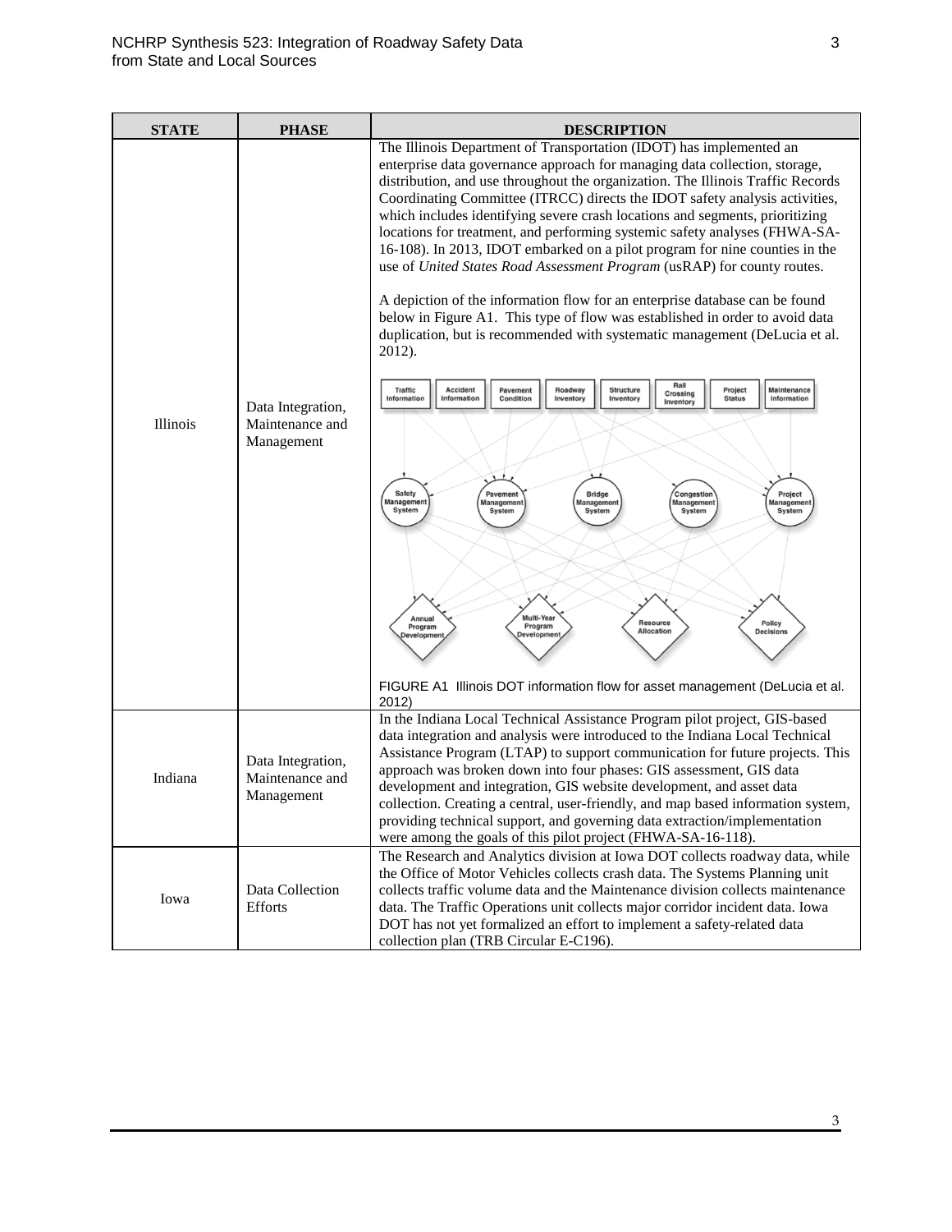| STATE | PHASE | DESCRIPTION |
|---|---|---|
| Illinois | Data Integration, Maintenance and Management | The Illinois Department of Transportation (IDOT) has implemented an enterprise data governance approach for managing data collection, storage, distribution, and use throughout the organization. The Illinois Traffic Records Coordinating Committee (ITRCC) directs the IDOT safety analysis activities, which includes identifying severe crash locations and segments, prioritizing locations for treatment, and performing systemic safety analyses (FHWA-SA-16-108). In 2013, IDOT embarked on a pilot program for nine counties in the use of *United States Road Assessment Program* (usRAP) for county routes.<br><br>A depiction of the information flow for an enterprise database can be found below in Figure A1. This type of flow was established in order to avoid data duplication, but is recommended with systematic management (DeLucia et al. 2012).<br><br>FIGURE A1 Illinois DOT information flow for asset management (DeLucia et al. 2012) |
| Indiana | Data Integration, Maintenance and Management | In the Indiana Local Technical Assistance Program pilot project, GIS-based data integration and analysis were introduced to the Indiana Local Technical Assistance Program (LTAP) to support communication for future projects. This approach was broken down into four phases: GIS assessment, GIS data development and integration, GIS website development, and asset data collection. Creating a central, user-friendly, and map based information system, providing technical support, and governing data extraction/implementation were among the goals of this pilot project (FHWA-SA-16-118). |
| Iowa | Data Collection Efforts | The Research and Analytics division at Iowa DOT collects roadway data, while the Office of Motor Vehicles collects crash data. The Systems Planning unit collects traffic volume data and the Maintenance division collects maintenance data. The Traffic Operations unit collects major corridor incident data. Iowa DOT has not yet formalized an effort to implement a safety-related data collection plan (TRB Circular E-C196). |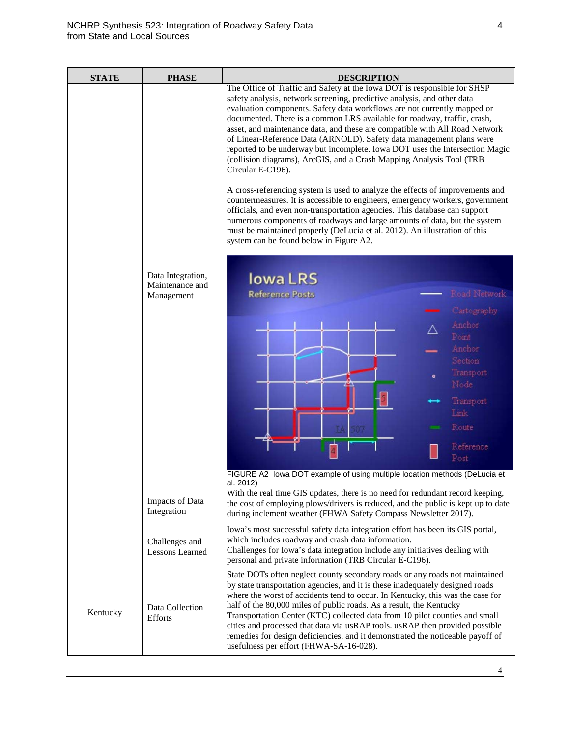| STATE | PHASE | DESCRIPTION |
|---|---|---|
| | Data Integration, Maintenance and Management | The Office of Traffic and Safety at the Iowa DOT is responsible for SHSP safety analysis, network screening, predictive analysis, and other data evaluation components. Safety data workflows are not currently mapped or documented. There is a common LRS available for roadway, traffic, crash, asset, and maintenance data, and these are compatible with All Road Network of Linear-Reference Data (ARNOLD). Safety data management plans were reported to be underway but incomplete. Iowa DOT uses the Intersection Magic (collision diagrams), ArcGIS, and a Crash Mapping Analysis Tool (TRB Circular E-C196).<br><br>A cross-referencing system is used to analyze the effects of improvements and countermeasures. It is accessible to engineers, emergency workers, government officials, and even non-transportation agencies. This database can support numerous components of roadways and large amounts of data, but the system must be maintained properly (DeLucia et al. 2012). An illustration of this system can be found below in Figure A2.<br><br>FIGURE A2 Iowa DOT example of using multiple location methods (DeLucia et al. 2012) |
| | Impacts of Data Integration | With the real time GIS updates, there is no need for redundant record keeping, the cost of employing plows/drivers is reduced, and the public is kept up to date during inclement weather (FHWA Safety Compass Newsletter 2017). |
| | Challenges and Lessons Learned | Iowa's most successful safety data integration effort has been its GIS portal, which includes roadway and crash data information.<br>Challenges for Iowa's data integration include any initiatives dealing with personal and private information (TRB Circular E-C196). |
| Kentucky | Data Collection Efforts | State DOTs often neglect county secondary roads or any roads not maintained by state transportation agencies, and it is these inadequately designed roads where the worst of accidents tend to occur. In Kentucky, this was the case for half of the 80,000 miles of public roads. As a result, the Kentucky Transportation Center (KTC) collected data from 10 pilot counties and small cities and processed that data via usRAP tools. usRAP then provided possible remedies for design deficiencies, and it demonstrated the noticeable payoff of usefulness per effort (FHWA-SA-16-028). |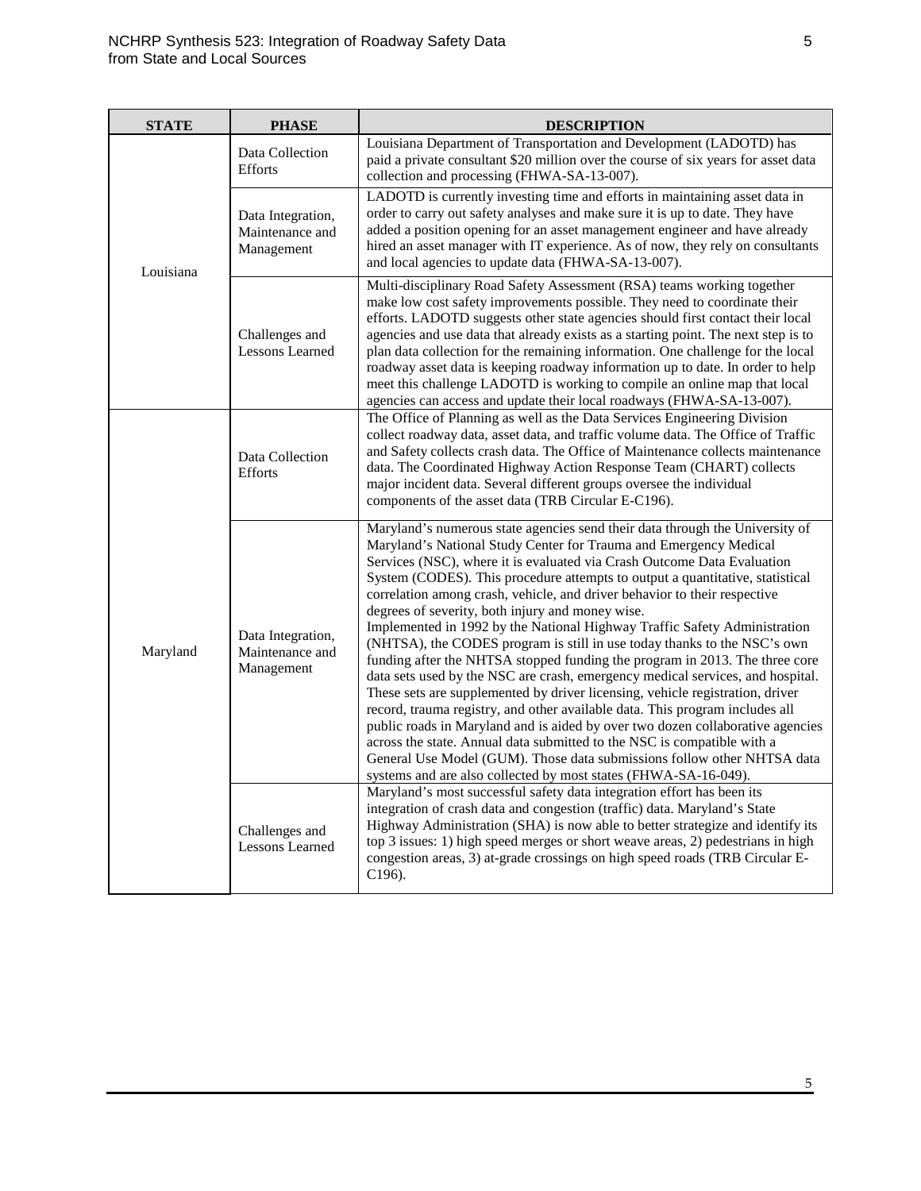| STATE | PHASE | DESCRIPTION |
|---|---|---|
| Louisiana | Data Collection Efforts | Louisiana Department of Transportation and Development (LADOTD) has paid a private consultant $20 million over the course of six years for asset data collection and processing (FHWA-SA-13-007). |
| | Data Integration, Maintenance and Management | LADOTD is currently investing time and efforts in maintaining asset data in order to carry out safety analyses and make sure it is up to date. They have added a position opening for an asset management engineer and have already hired an asset manager with IT experience. As of now, they rely on consultants and local agencies to update data (FHWA-SA-13-007). |
| | Challenges and Lessons Learned | Multi-disciplinary Road Safety Assessment (RSA) teams working together make low cost safety improvements possible. They need to coordinate their efforts. LADOTD suggests other state agencies should first contact their local agencies and use data that already exists as a starting point. The next step is to plan data collection for the remaining information. One challenge for the local roadway asset data is keeping roadway information up to date. In order to help meet this challenge LADOTD is working to compile an online map that local agencies can access and update their local roadways (FHWA-SA-13-007). |
| Maryland | Data Collection Efforts | The Office of Planning as well as the Data Services Engineering Division collect roadway data, asset data, and traffic volume data. The Office of Traffic and Safety collects crash data. The Office of Maintenance collects maintenance data. The Coordinated Highway Action Response Team (CHART) collects major incident data. Several different groups oversee the individual components of the asset data (TRB Circular E-C196). |
| | Data Integration, Maintenance and Management | Maryland's numerous state agencies send their data through the University of Maryland's National Study Center for Trauma and Emergency Medical Services (NSC), where it is evaluated via Crash Outcome Data Evaluation System (CODES). This procedure attempts to output a quantitative, statistical correlation among crash, vehicle, and driver behavior to their respective degrees of severity, both injury and money wise.<br>Implemented in 1992 by the National Highway Traffic Safety Administration (NHTSA), the CODES program is still in use today thanks to the NSC's own funding after the NHTSA stopped funding the program in 2013. The three core data sets used by the NSC are crash, emergency medical services, and hospital. These sets are supplemented by driver licensing, vehicle registration, driver record, trauma registry, and other available data. This program includes all public roads in Maryland and is aided by over two dozen collaborative agencies across the state. Annual data submitted to the NSC is compatible with a General Use Model (GUM). Those data submissions follow other NHTSA data systems and are also collected by most states (FHWA-SA-16-049). |
| | Challenges and Lessons Learned | Maryland's most successful safety data integration effort has been its integration of crash data and congestion (traffic) data. Maryland's State Highway Administration (SHA) is now able to better strategize and identify its top 3 issues: 1) high speed merges or short weave areas, 2) pedestrians in high congestion areas, 3) at-grade crossings on high speed roads (TRB Circular E-C196). |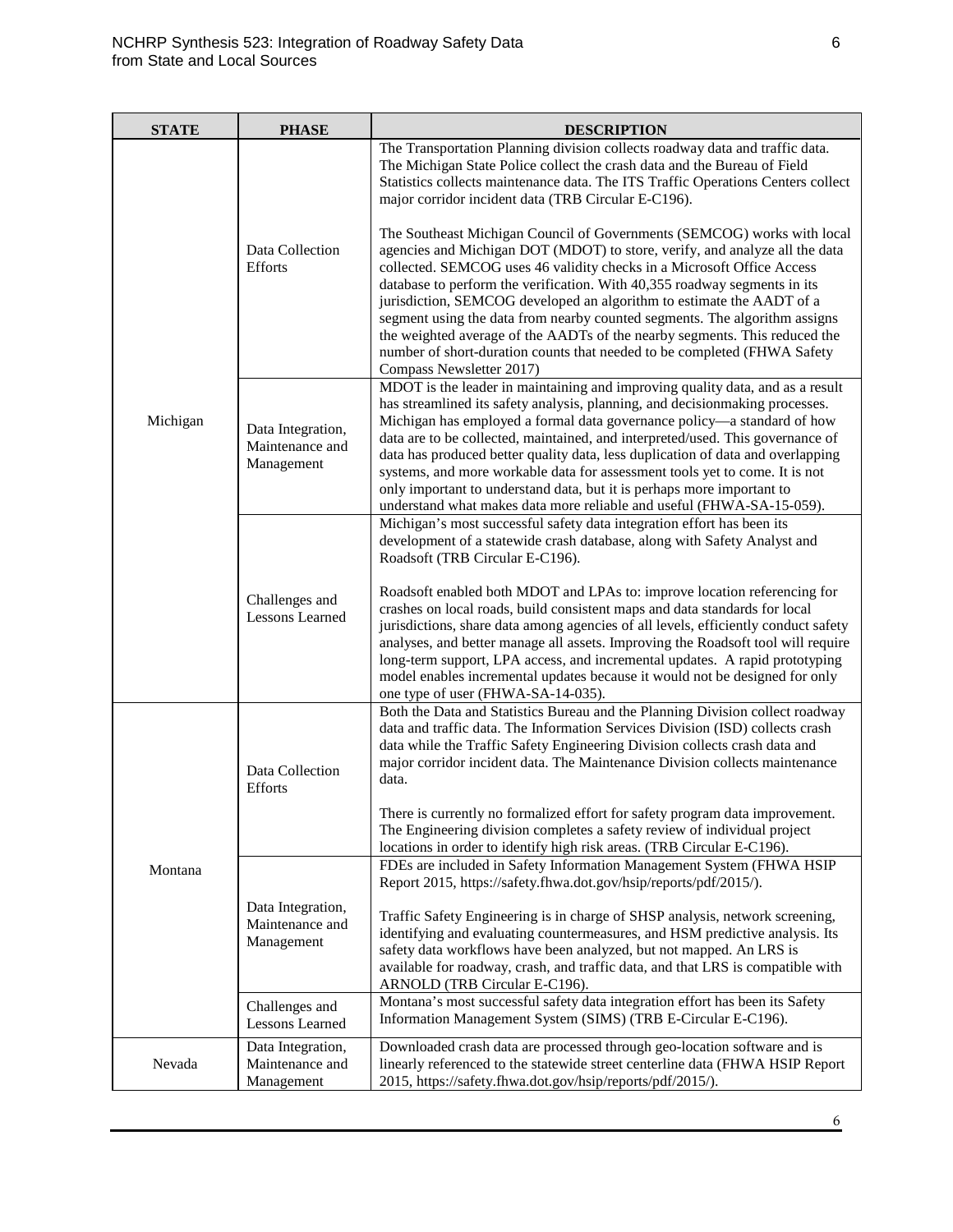| STATE | PHASE | DESCRIPTION |
| --- | --- | --- |
| Michigan | Data Collection Efforts | The Transportation Planning division collects roadway data and traffic data. The Michigan State Police collect the crash data and the Bureau of Field Statistics collects maintenance data. The ITS Traffic Operations Centers collect major corridor incident data (TRB Circular E-C196).<br><br>The Southeast Michigan Council of Governments (SEMCOG) works with local agencies and Michigan DOT (MDOT) to store, verify, and analyze all the data collected. SEMCOG uses 46 validity checks in a Microsoft Office Access database to perform the verification. With 40,355 roadway segments in its jurisdiction, SEMCOG developed an algorithm to estimate the AADT of a segment using the data from nearby counted segments. The algorithm assigns the weighted average of the AADTs of the nearby segments. This reduced the number of short-duration counts that needed to be completed (FHWA Safety Compass Newsletter 2017) |
| | Data Integration, Maintenance and Management | MDOT is the leader in maintaining and improving quality data, and as a result has streamlined its safety analysis, planning, and decisionmaking processes. Michigan has employed a formal data governance policy—a standard of how data are to be collected, maintained, and interpreted/used. This governance of data has produced better quality data, less duplication of data and overlapping systems, and more workable data for assessment tools yet to come. It is not only important to understand data, but it is perhaps more important to understand what makes data more reliable and useful (FHWA-SA-15-059). |
| | Challenges and Lessons Learned | Michigan's most successful safety data integration effort has been its development of a statewide crash database, along with Safety Analyst and Roadsoft (TRB Circular E-C196).<br><br>Roadsoft enabled both MDOT and LPAs to: improve location referencing for crashes on local roads, build consistent maps and data standards for local jurisdictions, share data among agencies of all levels, efficiently conduct safety analyses, and better manage all assets. Improving the Roadsoft tool will require long-term support, LPA access, and incremental updates. A rapid prototyping model enables incremental updates because it would not be designed for only one type of user (FHWA-SA-14-035). |
| Montana | Data Collection Efforts | Both the Data and Statistics Bureau and the Planning Division collect roadway data and traffic data. The Information Services Division (ISD) collects crash data while the Traffic Safety Engineering Division collects crash data and major corridor incident data. The Maintenance Division collects maintenance data.<br><br>There is currently no formalized effort for safety program data improvement. The Engineering division completes a safety review of individual project locations in order to identify high risk areas. (TRB Circular E-C196). |
| | Data Integration, Maintenance and Management | FDEs are included in Safety Information Management System (FHWA HSIP Report 2015, https://safety.fhwa.dot.gov/hsip/reports/pdf/2015/).<br><br>Traffic Safety Engineering is in charge of SHSP analysis, network screening, identifying and evaluating countermeasures, and HSM predictive analysis. Its safety data workflows have been analyzed, but not mapped. An LRS is available for roadway, crash, and traffic data, and that LRS is compatible with ARNOLD (TRB Circular E-C196). |
| | Challenges and Lessons Learned | Montana's most successful safety data integration effort has been its Safety Information Management System (SIMS) (TRB E-Circular E-C196). |
| Nevada | Data Integration, Maintenance and Management | Downloaded crash data are processed through geo-location software and is linearly referenced to the statewide street centerline data (FHWA HSIP Report 2015, https://safety.fhwa.dot.gov/hsip/reports/pdf/2015/). |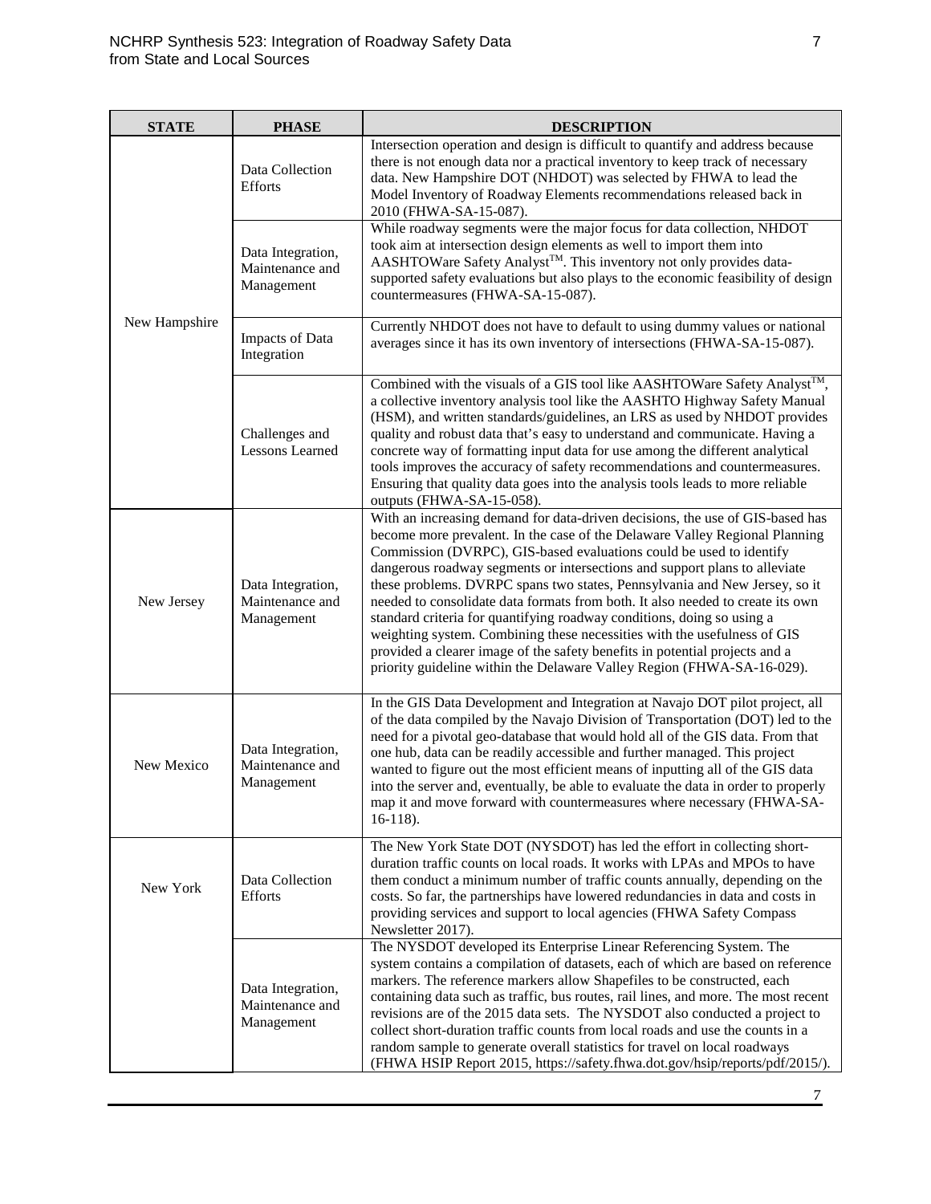| STATE | PHASE | DESCRIPTION |
|---|---|---|
| New Hampshire | Data Collection Efforts | Intersection operation and design is difficult to quantify and address because there is not enough data nor a practical inventory to keep track of necessary data. New Hampshire DOT (NHDOT) was selected by FHWA to lead the Model Inventory of Roadway Elements recommendations released back in 2010 (FHWA-SA-15-087). |
| | Data Integration, Maintenance and Management | While roadway segments were the major focus for data collection, NHDOT took aim at intersection design elements as well to import them into AASHTOWare Safety Analyst™. This inventory not only provides data-supported safety evaluations but also plays to the economic feasibility of design countermeasures (FHWA-SA-15-087). |
| | Impacts of Data Integration | Currently NHDOT does not have to default to using dummy values or national averages since it has its own inventory of intersections (FHWA-SA-15-087). |
| | Challenges and Lessons Learned | Combined with the visuals of a GIS tool like AASHTOWare Safety Analyst™, a collective inventory analysis tool like the AASHTO Highway Safety Manual (HSM), and written standards/guidelines, an LRS as used by NHDOT provides quality and robust data that's easy to understand and communicate. Having a concrete way of formatting input data for use among the different analytical tools improves the accuracy of safety recommendations and countermeasures. Ensuring that quality data goes into the analysis tools leads to more reliable outputs (FHWA-SA-15-058). |
| New Jersey | Data Integration, Maintenance and Management | With an increasing demand for data-driven decisions, the use of GIS-based has become more prevalent. In the case of the Delaware Valley Regional Planning Commission (DVRPC), GIS-based evaluations could be used to identify dangerous roadway segments or intersections and support plans to alleviate these problems. DVRPC spans two states, Pennsylvania and New Jersey, so it needed to consolidate data formats from both. It also needed to create its own standard criteria for quantifying roadway conditions, doing so using a weighting system. Combining these necessities with the usefulness of GIS provided a clearer image of the safety benefits in potential projects and a priority guideline within the Delaware Valley Region (FHWA-SA-16-029). |
| New Mexico | Data Integration, Maintenance and Management | In the GIS Data Development and Integration at Navajo DOT pilot project, all of the data compiled by the Navajo Division of Transportation (DOT) led to the need for a pivotal geo-database that would hold all of the GIS data. From that one hub, data can be readily accessible and further managed. This project wanted to figure out the most efficient means of inputting all of the GIS data into the server and, eventually, be able to evaluate the data in order to properly map it and move forward with countermeasures where necessary (FHWA-SA-16-118). |
| New York | Data Collection Efforts | The New York State DOT (NYSDOT) has led the effort in collecting short-duration traffic counts on local roads. It works with LPAs and MPOs to have them conduct a minimum number of traffic counts annually, depending on the costs. So far, the partnerships have lowered redundancies in data and costs in providing services and support to local agencies (FHWA Safety Compass Newsletter 2017). |
| | Data Integration, Maintenance and Management | The NYSDOT developed its Enterprise Linear Referencing System. The system contains a compilation of datasets, each of which are based on reference markers. The reference markers allow Shapefiles to be constructed, each containing data such as traffic, bus routes, rail lines, and more. The most recent revisions are of the 2015 data sets. The NYSDOT also conducted a project to collect short-duration traffic counts from local roads and use the counts in a random sample to generate overall statistics for travel on local roadways (FHWA HSIP Report 2015, https://safety.fhwa.dot.gov/hsip/reports/pdf/2015/). |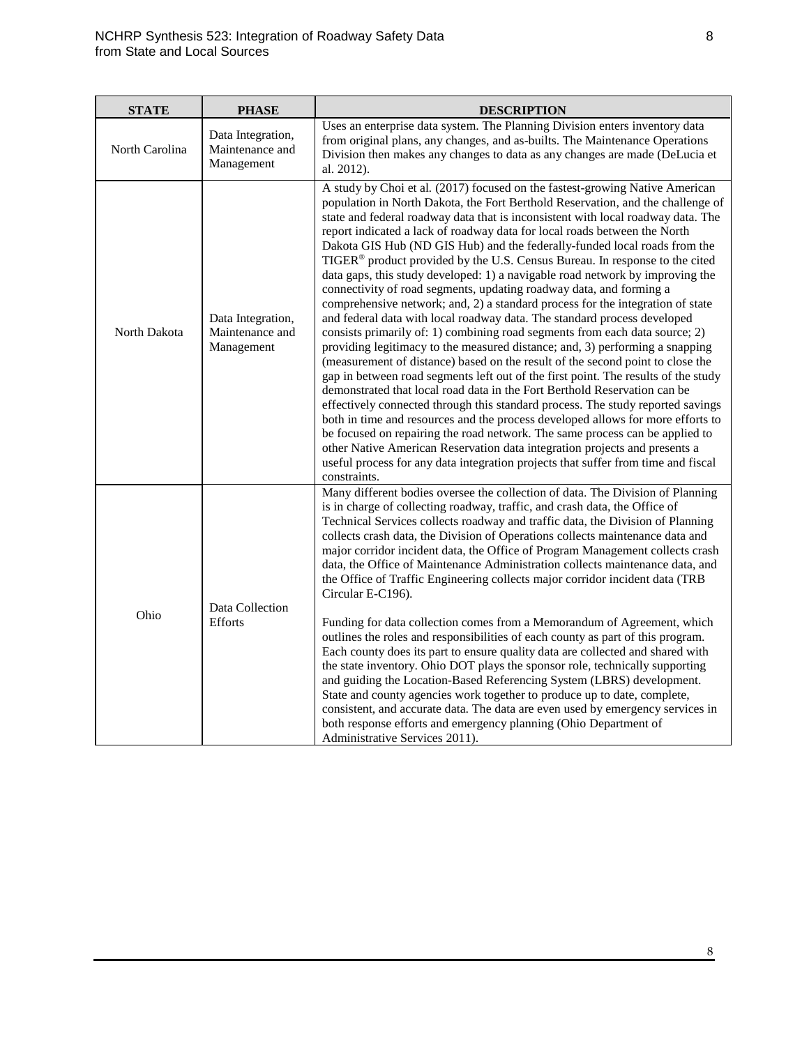| STATE | PHASE | DESCRIPTION |
|---|---|---|
| North Carolina | Data Integration, Maintenance and Management | Uses an enterprise data system. The Planning Division enters inventory data from original plans, any changes, and as-builts. The Maintenance Operations Division then makes any changes to data as any changes are made (DeLucia et al. 2012). |
| North Dakota | Data Integration, Maintenance and Management | A study by Choi et al. (2017) focused on the fastest-growing Native American population in North Dakota, the Fort Berthold Reservation, and the challenge of state and federal roadway data that is inconsistent with local roadway data. The report indicated a lack of roadway data for local roads between the North Dakota GIS Hub (ND GIS Hub) and the federally-funded local roads from the TIGER® product provided by the U.S. Census Bureau. In response to the cited data gaps, this study developed: 1) a navigable road network by improving the connectivity of road segments, updating roadway data, and forming a comprehensive network; and, 2) a standard process for the integration of state and federal data with local roadway data. The standard process developed consists primarily of: 1) combining road segments from each data source; 2) providing legitimacy to the measured distance; and, 3) performing a snapping (measurement of distance) based on the result of the second point to close the gap in between road segments left out of the first point. The results of the study demonstrated that local road data in the Fort Berthold Reservation can be effectively connected through this standard process. The study reported savings both in time and resources and the process developed allows for more efforts to be focused on repairing the road network. The same process can be applied to other Native American Reservation data integration projects and presents a useful process for any data integration projects that suffer from time and fiscal constraints. |
| Ohio | Data Collection Efforts | Many different bodies oversee the collection of data. The Division of Planning is in charge of collecting roadway, traffic, and crash data, the Office of Technical Services collects roadway and traffic data, the Division of Planning collects crash data, the Division of Operations collects maintenance data and major corridor incident data, the Office of Program Management collects crash data, the Office of Maintenance Administration collects maintenance data, and the Office of Traffic Engineering collects major corridor incident data (TRB Circular E-C196).<br><br>Funding for data collection comes from a Memorandum of Agreement, which outlines the roles and responsibilities of each county as part of this program. Each county does its part to ensure quality data are collected and shared with the state inventory. Ohio DOT plays the sponsor role, technically supporting and guiding the Location-Based Referencing System (LBRS) development. State and county agencies work together to produce up to date, complete, consistent, and accurate data. The data are even used by emergency services in both response efforts and emergency planning (Ohio Department of Administrative Services 2011). |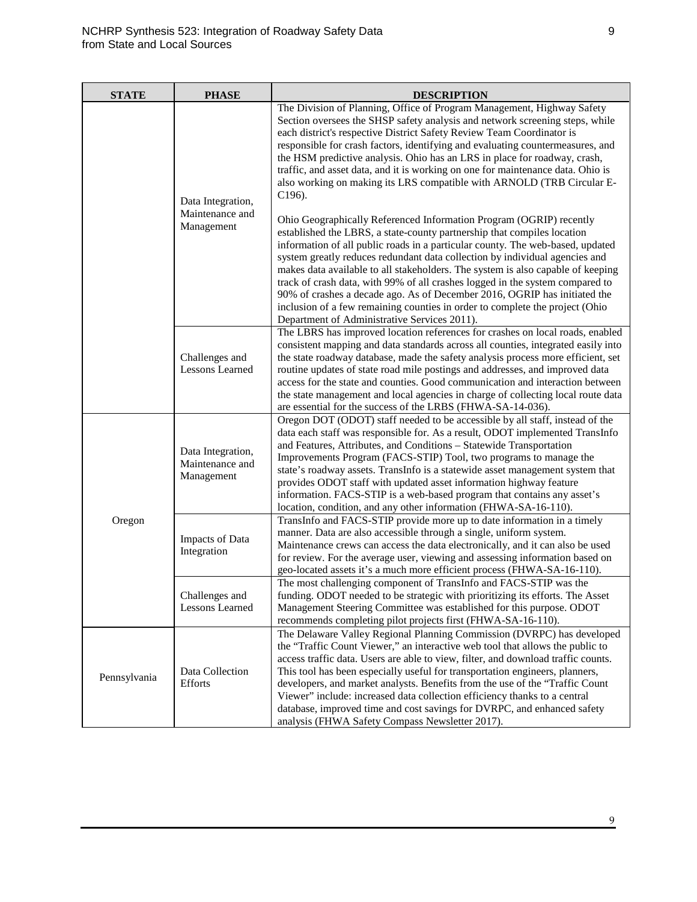| STATE | PHASE | DESCRIPTION |
|---|---|---|
| | Data Integration, Maintenance and Management | The Division of Planning, Office of Program Management, Highway Safety Section oversees the SHSP safety analysis and network screening steps, while each district's respective District Safety Review Team Coordinator is responsible for crash factors, identifying and evaluating countermeasures, and the HSM predictive analysis. Ohio has an LRS in place for roadway, crash, traffic, and asset data, and it is working on one for maintenance data. Ohio is also working on making its LRS compatible with ARNOLD (TRB Circular E-C196).<br><br>Ohio Geographically Referenced Information Program (OGRIP) recently established the LBRS, a state-county partnership that compiles location information of all public roads in a particular county. The web-based, updated system greatly reduces redundant data collection by individual agencies and makes data available to all stakeholders. The system is also capable of keeping track of crash data, with 99% of all crashes logged in the system compared to 90% of crashes a decade ago. As of December 2016, OGRIP has initiated the inclusion of a few remaining counties in order to complete the project (Ohio Department of Administrative Services 2011). |
| | Challenges and Lessons Learned | The LBRS has improved location references for crashes on local roads, enabled consistent mapping and data standards across all counties, integrated easily into the state roadway database, made the safety analysis process more efficient, set routine updates of state road mile postings and addresses, and improved data access for the state and counties. Good communication and interaction between the state management and local agencies in charge of collecting local route data are essential for the success of the LRBS (FHWA-SA-14-036). |
| Oregon | Data Integration, Maintenance and Management | Oregon DOT (ODOT) staff needed to be accessible by all staff, instead of the data each staff was responsible for. As a result, ODOT implemented TransInfo and Features, Attributes, and Conditions – Statewide Transportation Improvements Program (FACS-STIP) Tool, two programs to manage the state's roadway assets. TransInfo is a statewide asset management system that provides ODOT staff with updated asset information highway feature information. FACS-STIP is a web-based program that contains any asset's location, condition, and any other information (FHWA-SA-16-110). |
| | Impacts of Data Integration | TransInfo and FACS-STIP provide more up to date information in a timely manner. Data are also accessible through a single, uniform system. Maintenance crews can access the data electronically, and it can also be used for review. For the average user, viewing and assessing information based on geo-located assets it's a much more efficient process (FHWA-SA-16-110). |
| | Challenges and Lessons Learned | The most challenging component of TransInfo and FACS-STIP was the funding. ODOT needed to be strategic with prioritizing its efforts. The Asset Management Steering Committee was established for this purpose. ODOT recommends completing pilot projects first (FHWA-SA-16-110). |
| Pennsylvania | Data Collection Efforts | The Delaware Valley Regional Planning Commission (DVRPC) has developed the "Traffic Count Viewer," an interactive web tool that allows the public to access traffic data. Users are able to view, filter, and download traffic counts. This tool has been especially useful for transportation engineers, planners, developers, and market analysts. Benefits from the use of the "Traffic Count Viewer" include: increased data collection efficiency thanks to a central database, improved time and cost savings for DVRPC, and enhanced safety analysis (FHWA Safety Compass Newsletter 2017). |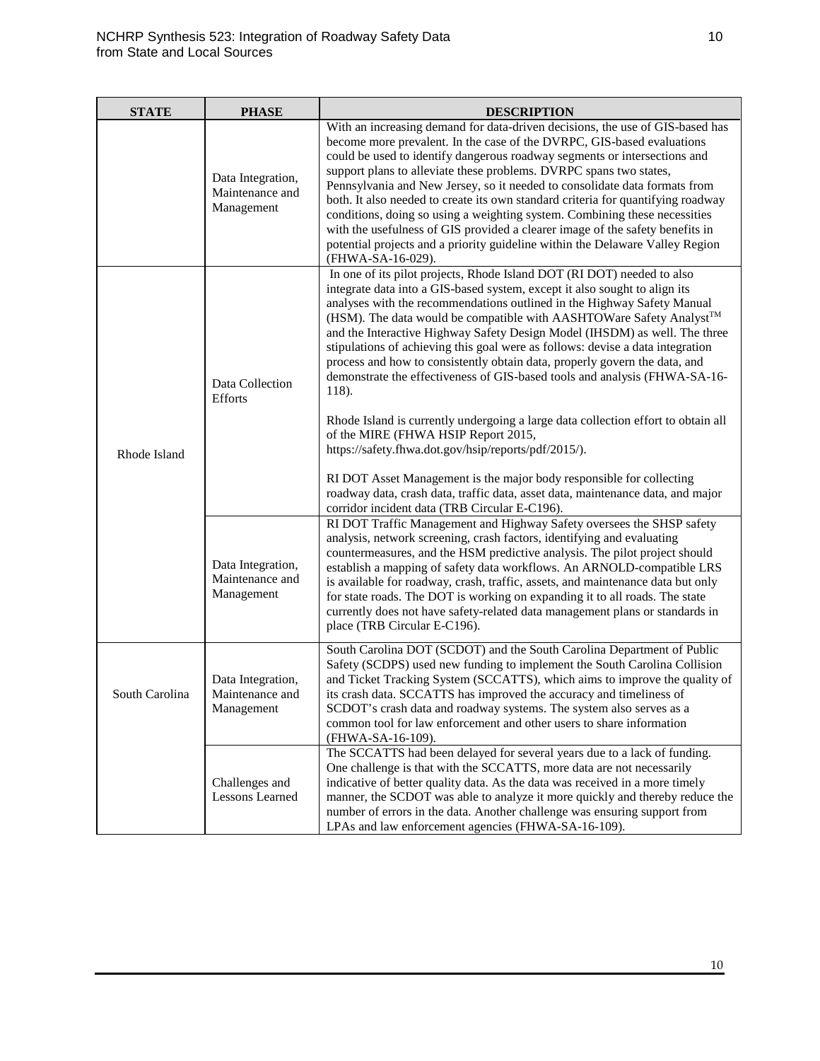| STATE | PHASE | DESCRIPTION |
|---|---|---|
| | Data Integration, Maintenance and Management | With an increasing demand for data-driven decisions, the use of GIS-based has become more prevalent. In the case of the DVRPC, GIS-based evaluations could be used to identify dangerous roadway segments or intersections and support plans to alleviate these problems. DVRPC spans two states, Pennsylvania and New Jersey, so it needed to consolidate data formats from both. It also needed to create its own standard criteria for quantifying roadway conditions, doing so using a weighting system. Combining these necessities with the usefulness of GIS provided a clearer image of the safety benefits in potential projects and a priority guideline within the Delaware Valley Region (FHWA-SA-16-029). |
| Rhode Island | Data Collection Efforts | In one of its pilot projects, Rhode Island DOT (RI DOT) needed to also integrate data into a GIS-based system, except it also sought to align its analyses with the recommendations outlined in the Highway Safety Manual (HSM). The data would be compatible with AASHTOWare Safety Analyst™ and the Interactive Highway Safety Design Model (IHSDM) as well. The three stipulations of achieving this goal were as follows: devise a data integration process and how to consistently obtain data, properly govern the data, and demonstrate the effectiveness of GIS-based tools and analysis (FHWA-SA-16-118).<br><br>Rhode Island is currently undergoing a large data collection effort to obtain all of the MIRE (FHWA HSIP Report 2015, https://safety.fhwa.dot.gov/hsip/reports/pdf/2015/).<br><br>RI DOT Asset Management is the major body responsible for collecting roadway data, crash data, traffic data, asset data, maintenance data, and major corridor incident data (TRB Circular E-C196). |
| | Data Integration, Maintenance and Management | RI DOT Traffic Management and Highway Safety oversees the SHSP safety analysis, network screening, crash factors, identifying and evaluating countermeasures, and the HSM predictive analysis. The pilot project should establish a mapping of safety data workflows. An ARNOLD-compatible LRS is available for roadway, crash, traffic, assets, and maintenance data but only for state roads. The DOT is working on expanding it to all roads. The state currently does not have safety-related data management plans or standards in place (TRB Circular E-C196). |
| South Carolina | Data Integration, Maintenance and Management | South Carolina DOT (SCDOT) and the South Carolina Department of Public Safety (SCDPS) used new funding to implement the South Carolina Collision and Ticket Tracking System (SCCATTS), which aims to improve the quality of its crash data. SCCATTS has improved the accuracy and timeliness of SCDOT's crash data and roadway systems. The system also serves as a common tool for law enforcement and other users to share information (FHWA-SA-16-109). |
| | Challenges and Lessons Learned | The SCCATTS had been delayed for several years due to a lack of funding. One challenge is that with the SCCATTS, more data are not necessarily indicative of better quality data. As the data was received in a more timely manner, the SCDOT was able to analyze it more quickly and thereby reduce the number of errors in the data. Another challenge was ensuring support from LPAs and law enforcement agencies (FHWA-SA-16-109). |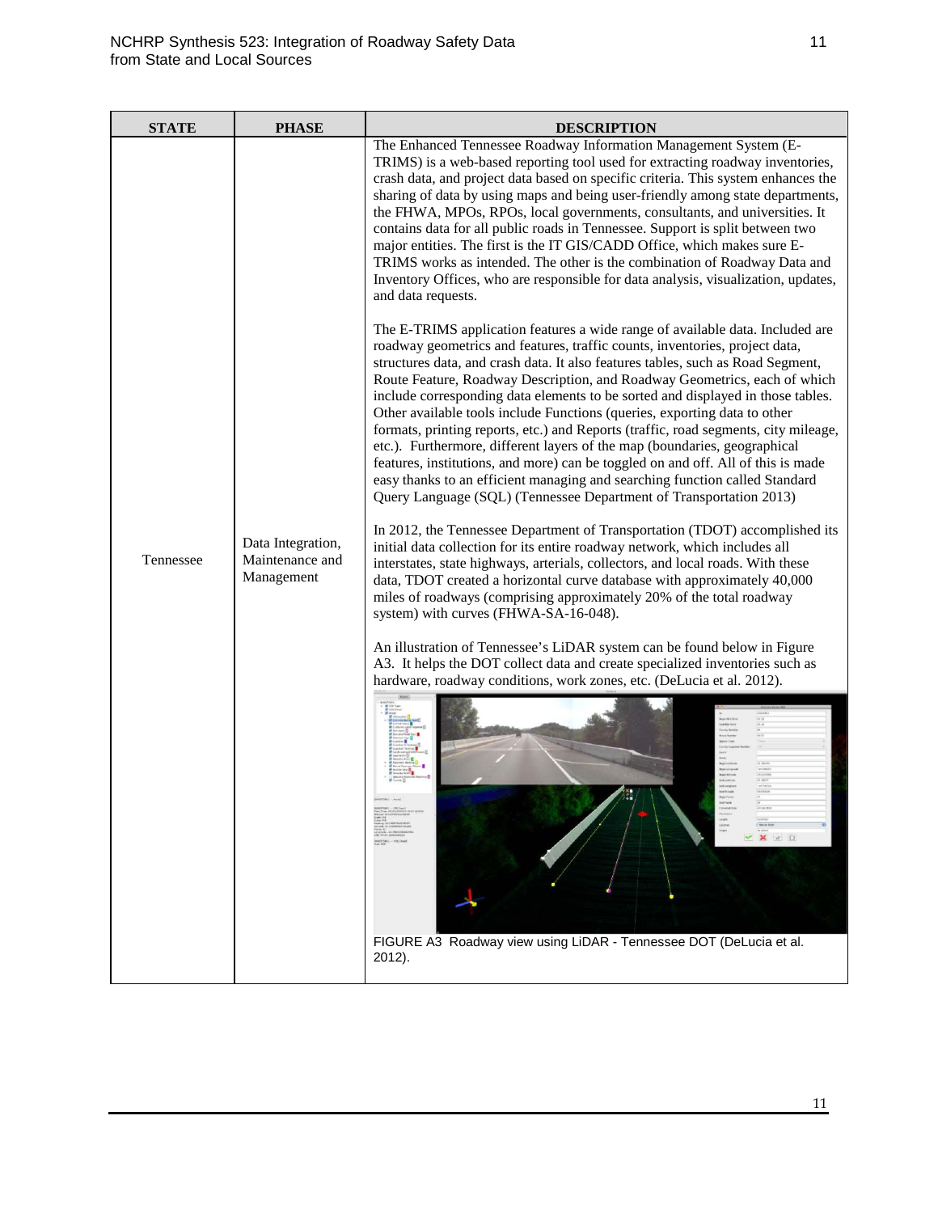| STATE | PHASE | DESCRIPTION |
| --- | --- | --- |
| Tennessee | Data Integration, Maintenance and Management | The Enhanced Tennessee Roadway Information Management System (E-TRIMS) is a web-based reporting tool used for extracting roadway inventories, crash data, and project data based on specific criteria. This system enhances the sharing of data by using maps and being user-friendly among state departments, the FHWA, MPOs, RPOs, local governments, consultants, and universities. It contains data for all public roads in Tennessee. Support is split between two major entities. The first is the IT GIS/CADD Office, which makes sure E-TRIMS works as intended. The other is the combination of Roadway Data and Inventory Offices, who are responsible for data analysis, visualization, updates, and data requests.<br><br>The E-TRIMS application features a wide range of available data. Included are roadway geometrics and features, traffic counts, inventories, project data, structures data, and crash data. It also features tables, such as Road Segment, Route Feature, Roadway Description, and Roadway Geometrics, each of which include corresponding data elements to be sorted and displayed in those tables. Other available tools include Functions (queries, exporting data to other formats, printing reports, etc.) and Reports (traffic, road segments, city mileage, etc.). Furthermore, different layers of the map (boundaries, geographical features, institutions, and more) can be toggled on and off. All of this is made easy thanks to an efficient managing and searching function called Standard Query Language (SQL) (Tennessee Department of Transportation 2013)<br><br>In 2012, the Tennessee Department of Transportation (TDOT) accomplished its initial data collection for its entire roadway network, which includes all interstates, state highways, arterials, collectors, and local roads. With these data, TDOT created a horizontal curve database with approximately 40,000 miles of roadways (comprising approximately 20% of the total roadway system) with curves (FHWA-SA-16-048).<br><br>An illustration of Tennessee's LiDAR system can be found below in Figure A3. It helps the DOT collect data and create specialized inventories such as hardware, roadway conditions, work zones, etc. (DeLucia et al. 2012).<br><br>FIGURE A3 Roadway view using LiDAR - Tennessee DOT (DeLucia et al. 2012). |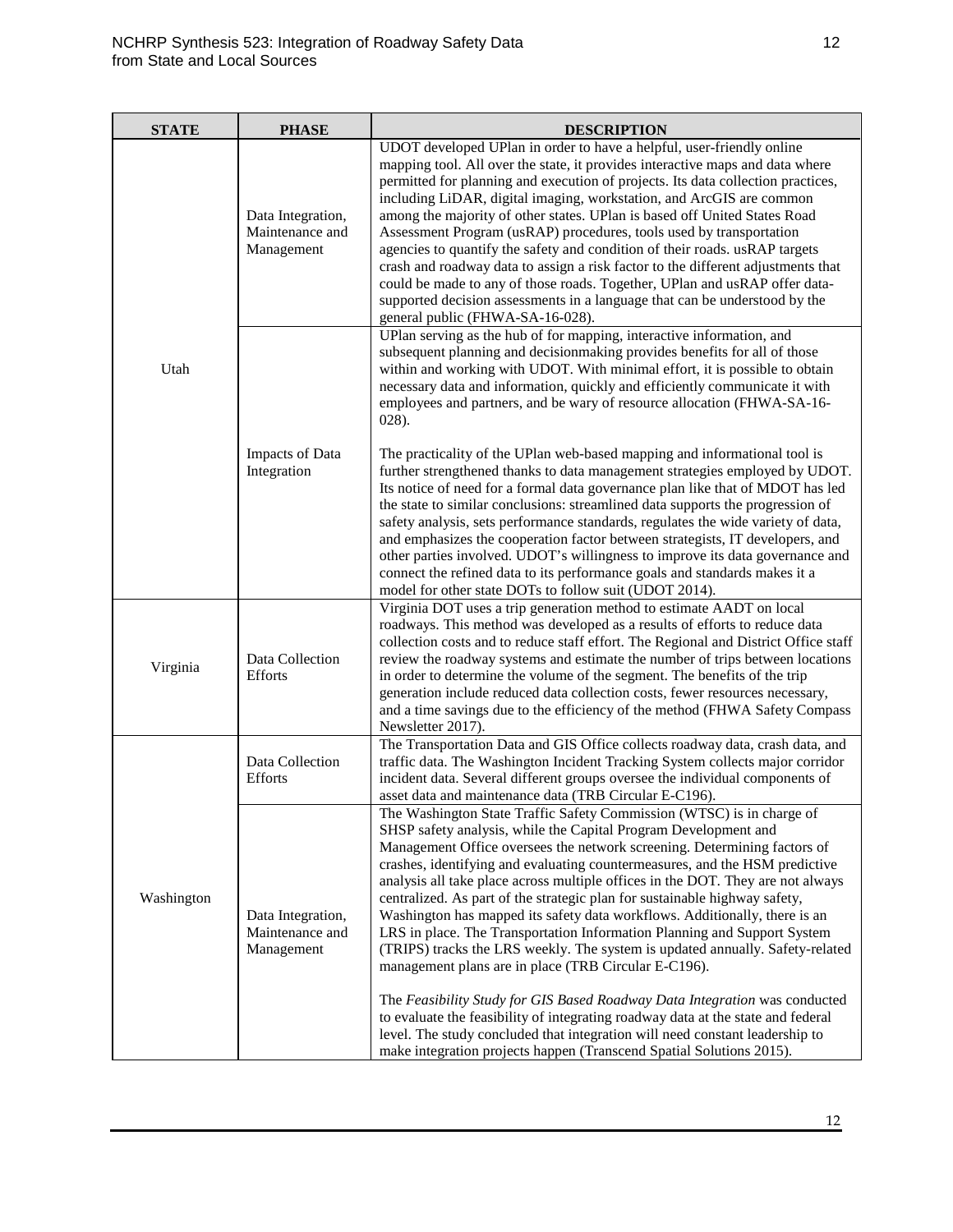| STATE | PHASE | DESCRIPTION |
|---|---|---|
| Utah | Data Integration, Maintenance and Management | UDOT developed UPlan in order to have a helpful, user-friendly online mapping tool. All over the state, it provides interactive maps and data where permitted for planning and execution of projects. Its data collection practices, including LiDAR, digital imaging, workstation, and ArcGIS are common among the majority of other states. UPlan is based off United States Road Assessment Program (usRAP) procedures, tools used by transportation agencies to quantify the safety and condition of their roads. usRAP targets crash and roadway data to assign a risk factor to the different adjustments that could be made to any of those roads. Together, UPlan and usRAP offer data-supported decision assessments in a language that can be understood by the general public (FHWA-SA-16-028). |
| | Impacts of Data Integration | UPlan serving as the hub of for mapping, interactive information, and subsequent planning and decisionmaking provides benefits for all of those within and working with UDOT. With minimal effort, it is possible to obtain necessary data and information, quickly and efficiently communicate it with employees and partners, and be wary of resource allocation (FHWA-SA-16-028).<br><br>The practicality of the UPlan web-based mapping and informational tool is further strengthened thanks to data management strategies employed by UDOT. Its notice of need for a formal data governance plan like that of MDOT has led the state to similar conclusions: streamlined data supports the progression of safety analysis, sets performance standards, regulates the wide variety of data, and emphasizes the cooperation factor between strategists, IT developers, and other parties involved. UDOT's willingness to improve its data governance and connect the refined data to its performance goals and standards makes it a model for other state DOTs to follow suit (UDOT 2014). |
| Virginia | Data Collection Efforts | Virginia DOT uses a trip generation method to estimate AADT on local roadways. This method was developed as a results of efforts to reduce data collection costs and to reduce staff effort. The Regional and District Office staff review the roadway systems and estimate the number of trips between locations in order to determine the volume of the segment. The benefits of the trip generation include reduced data collection costs, fewer resources necessary, and a time savings due to the efficiency of the method (FHWA Safety Compass Newsletter 2017). |
| Washington | Data Collection Efforts | The Transportation Data and GIS Office collects roadway data, crash data, and traffic data. The Washington Incident Tracking System collects major corridor incident data. Several different groups oversee the individual components of asset data and maintenance data (TRB Circular E-C196). |
| | Data Integration, Maintenance and Management | The Washington State Traffic Safety Commission (WTSC) is in charge of SHSP safety analysis, while the Capital Program Development and Management Office oversees the network screening. Determining factors of crashes, identifying and evaluating countermeasures, and the HSM predictive analysis all take place across multiple offices in the DOT. They are not always centralized. As part of the strategic plan for sustainable highway safety, Washington has mapped its safety data workflows. Additionally, there is an LRS in place. The Transportation Information Planning and Support System (TRIPS) tracks the LRS weekly. The system is updated annually. Safety-related management plans are in place (TRB Circular E-C196).<br><br>The *Feasibility Study for GIS Based Roadway Data Integration* was conducted to evaluate the feasibility of integrating roadway data at the state and federal level. The study concluded that integration will need constant leadership to make integration projects happen (Transcend Spatial Solutions 2015). |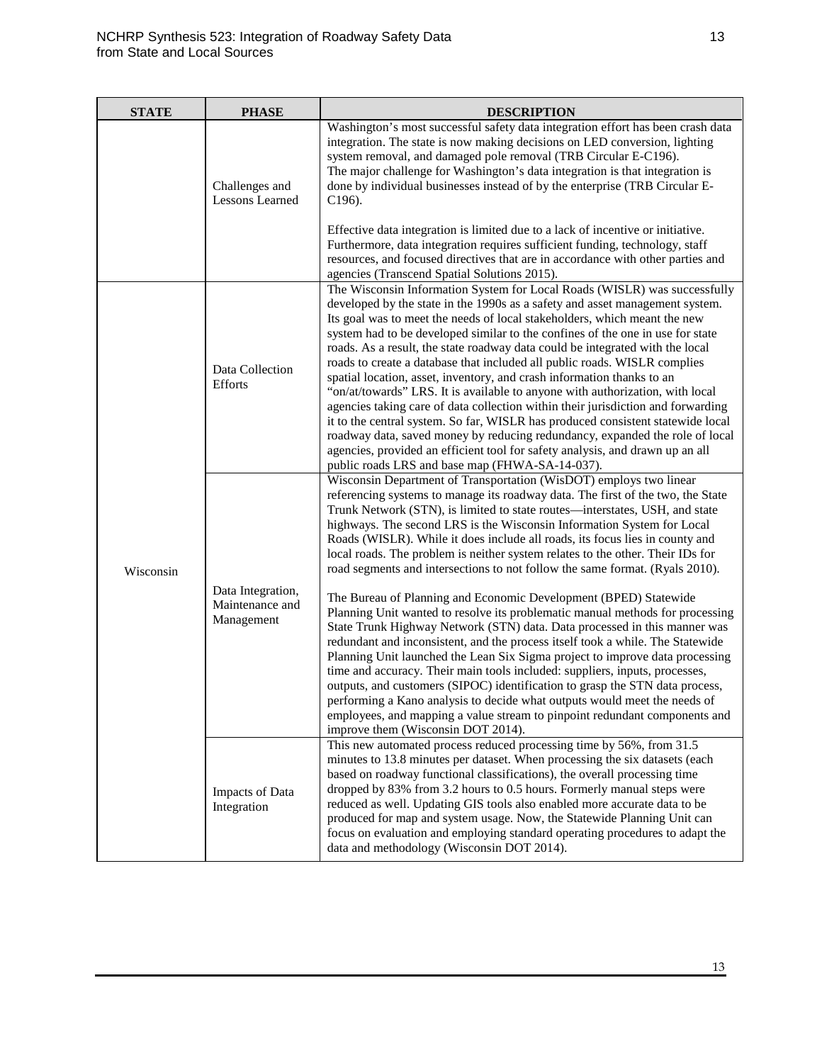| STATE | PHASE | DESCRIPTION |
|---|---|---|
| | Challenges and Lessons Learned | Washington's most successful safety data integration effort has been crash data integration. The state is now making decisions on LED conversion, lighting system removal, and damaged pole removal (TRB Circular E-C196). The major challenge for Washington's data integration is that integration is done by individual businesses instead of by the enterprise (TRB Circular E-C196). <br><br> Effective data integration is limited due to a lack of incentive or initiative. Furthermore, data integration requires sufficient funding, technology, staff resources, and focused directives that are in accordance with other parties and agencies (Transcend Spatial Solutions 2015). |
| Wisconsin | Data Collection Efforts | The Wisconsin Information System for Local Roads (WISLR) was successfully developed by the state in the 1990s as a safety and asset management system. Its goal was to meet the needs of local stakeholders, which meant the new system had to be developed similar to the confines of the one in use for state roads. As a result, the state roadway data could be integrated with the local roads to create a database that included all public roads. WISLR complies spatial location, asset, inventory, and crash information thanks to an "on/at/towards" LRS. It is available to anyone with authorization, with local agencies taking care of data collection within their jurisdiction and forwarding it to the central system. So far, WISLR has produced consistent statewide local roadway data, saved money by reducing redundancy, expanded the role of local agencies, provided an efficient tool for safety analysis, and drawn up an all public roads LRS and base map (FHWA-SA-14-037). |
| | Data Integration, Maintenance and Management | Wisconsin Department of Transportation (WisDOT) employs two linear referencing systems to manage its roadway data. The first of the two, the State Trunk Network (STN), is limited to state routes—interstates, USH, and state highways. The second LRS is the Wisconsin Information System for Local Roads (WISLR). While it does include all roads, its focus lies in county and local roads. The problem is neither system relates to the other. Their IDs for road segments and intersections to not follow the same format. (Ryals 2010). <br><br> The Bureau of Planning and Economic Development (BPED) Statewide Planning Unit wanted to resolve its problematic manual methods for processing State Trunk Highway Network (STN) data. Data processed in this manner was redundant and inconsistent, and the process itself took a while. The Statewide Planning Unit launched the Lean Six Sigma project to improve data processing time and accuracy. Their main tools included: suppliers, inputs, processes, outputs, and customers (SIPOC) identification to grasp the STN data process, performing a Kano analysis to decide what outputs would meet the needs of employees, and mapping a value stream to pinpoint redundant components and improve them (Wisconsin DOT 2014). |
| | Impacts of Data Integration | This new automated process reduced processing time by 56%, from 31.5 minutes to 13.8 minutes per dataset. When processing the six datasets (each based on roadway functional classifications), the overall processing time dropped by 83% from 3.2 hours to 0.5 hours. Formerly manual steps were reduced as well. Updating GIS tools also enabled more accurate data to be produced for map and system usage. Now, the Statewide Planning Unit can focus on evaluation and employing standard operating procedures to adapt the data and methodology (Wisconsin DOT 2014). |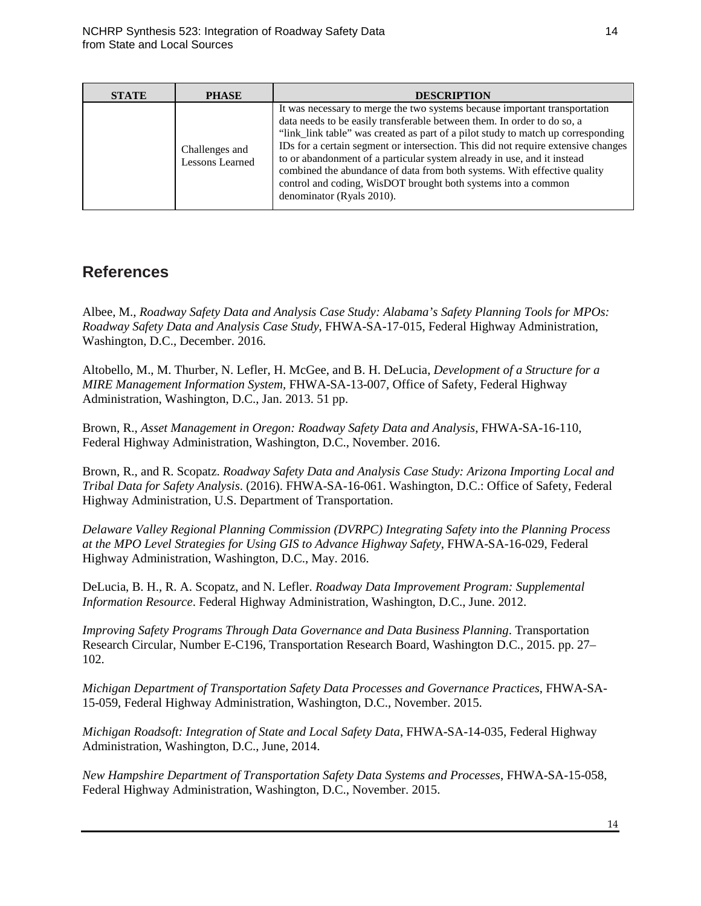| STATE | PHASE | DESCRIPTION |
| --- | --- | --- |
| | Challenges and Lessons Learned | It was necessary to merge the two systems because important transportation data needs to be easily transferable between them. In order to do so, a "link_link table" was created as part of a pilot study to match up corresponding IDs for a certain segment or intersection. This did not require extensive changes to or abandonment of a particular system already in use, and it instead combined the abundance of data from both systems. With effective quality control and coding, WisDOT brought both systems into a common denominator (Ryals 2010). |

## References

Albee, M., *Roadway Safety Data and Analysis Case Study: Alabama's Safety Planning Tools for MPOs: Roadway Safety Data and Analysis Case Study*, FHWA-SA-17-015, Federal Highway Administration, Washington, D.C., December. 2016.

Altobello, M., M. Thurber, N. Lefler, H. McGee, and B. H. DeLucia, *Development of a Structure for a MIRE Management Information System,* FHWA-SA-13-007, Office of Safety, Federal Highway Administration, Washington, D.C., Jan. 2013. 51 pp.

Brown, R., *Asset Management in Oregon: Roadway Safety Data and Analysis*, FHWA-SA-16-110, Federal Highway Administration, Washington, D.C., November. 2016.

Brown, R., and R. Scopatz. *Roadway Safety Data and Analysis Case Study: Arizona Importing Local and Tribal Data for Safety Analysis*. (2016). FHWA-SA-16-061. Washington, D.C.: Office of Safety, Federal Highway Administration, U.S. Department of Transportation.

*Delaware Valley Regional Planning Commission (DVRPC) Integrating Safety into the Planning Process at the MPO Level Strategies for Using GIS to Advance Highway Safety*, FHWA-SA-16-029, Federal Highway Administration, Washington, D.C., May. 2016.

DeLucia, B. H., R. A. Scopatz, and N. Lefler. *Roadway Data Improvement Program: Supplemental Information Resource*. Federal Highway Administration, Washington, D.C., June. 2012.

*Improving Safety Programs Through Data Governance and Data Business Planning*. Transportation Research Circular, Number E-C196, Transportation Research Board, Washington D.C., 2015. pp. 27–102.

*Michigan Department of Transportation Safety Data Processes and Governance Practices*, FHWA-SA-15-059, Federal Highway Administration, Washington, D.C., November. 2015.

*Michigan Roadsoft: Integration of State and Local Safety Data*, FHWA-SA-14-035, Federal Highway Administration, Washington, D.C., June, 2014.

*New Hampshire Department of Transportation Safety Data Systems and Processes*, FHWA-SA-15-058, Federal Highway Administration, Washington, D.C., November. 2015.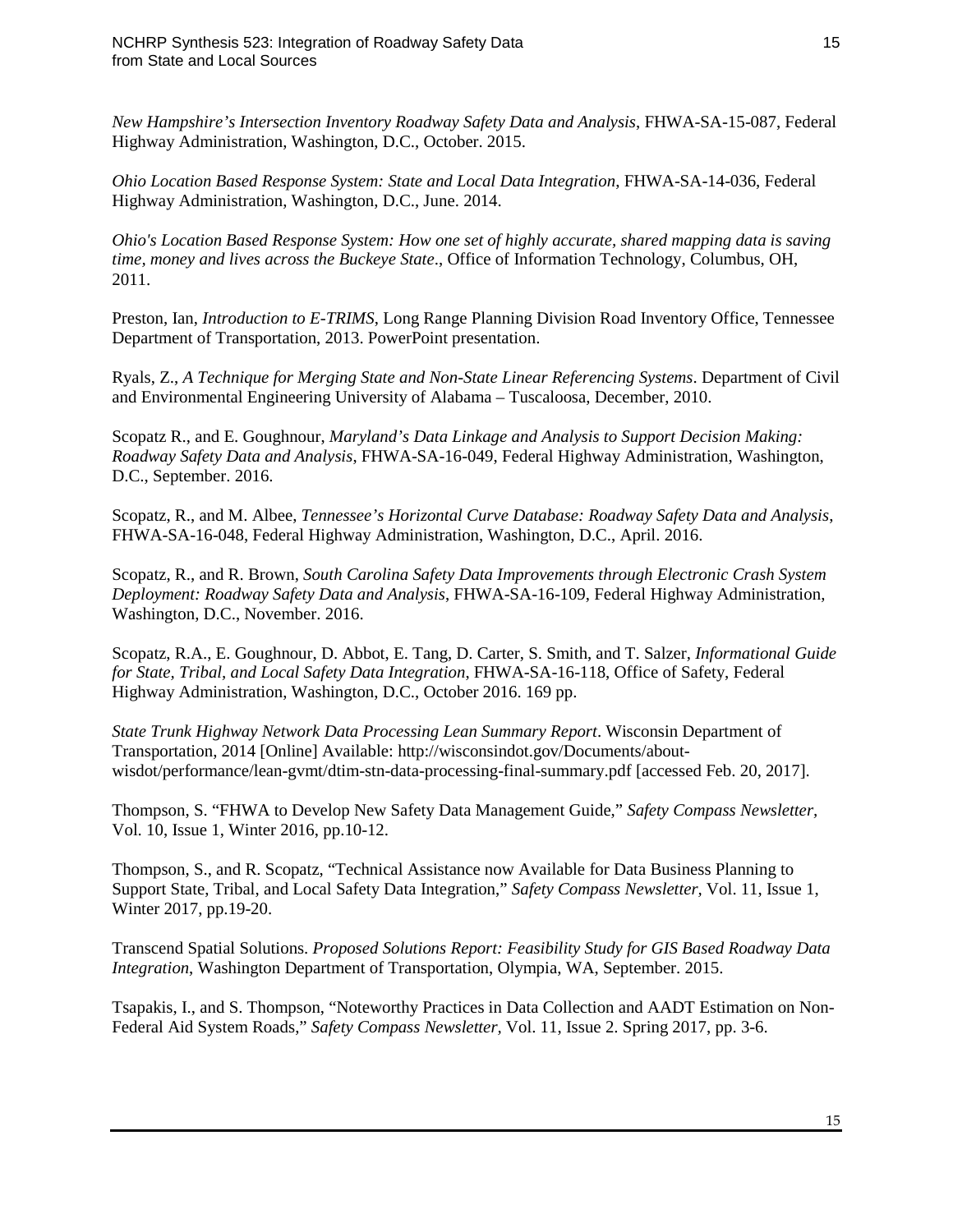*New Hampshire's Intersection Inventory Roadway Safety Data and Analysis*, FHWA-SA-15-087, Federal Highway Administration, Washington, D.C., October. 2015.

*Ohio Location Based Response System: State and Local Data Integration*, FHWA-SA-14-036, Federal Highway Administration, Washington, D.C., June. 2014.

*Ohio's Location Based Response System: How one set of highly accurate, shared mapping data is saving time, money and lives across the Buckeye State*., Office of Information Technology, Columbus, OH, 2011.

Preston, Ian, *Introduction to E-TRIMS*, Long Range Planning Division Road Inventory Office, Tennessee Department of Transportation, 2013. PowerPoint presentation.

Ryals, Z., *A Technique for Merging State and Non-State Linear Referencing Systems*. Department of Civil and Environmental Engineering University of Alabama – Tuscaloosa, December, 2010.

Scopatz R., and E. Goughnour, *Maryland's Data Linkage and Analysis to Support Decision Making: Roadway Safety Data and Analysis*, FHWA-SA-16-049, Federal Highway Administration, Washington, D.C., September. 2016.

Scopatz, R., and M. Albee, *Tennessee's Horizontal Curve Database: Roadway Safety Data and Analysis*, FHWA-SA-16-048, Federal Highway Administration, Washington, D.C., April. 2016.

Scopatz, R., and R. Brown, *South Carolina Safety Data Improvements through Electronic Crash System Deployment: Roadway Safety Data and Analysis*, FHWA-SA-16-109, Federal Highway Administration, Washington, D.C., November. 2016.

Scopatz, R.A., E. Goughnour, D. Abbot, E. Tang, D. Carter, S. Smith, and T. Salzer, *Informational Guide for State, Tribal, and Local Safety Data Integration,* FHWA-SA-16-118, Office of Safety, Federal Highway Administration, Washington, D.C., October 2016. 169 pp.

*State Trunk Highway Network Data Processing Lean Summary Report*. Wisconsin Department of Transportation, 2014 [Online] Available: http://wisconsindot.gov/Documents/about-wisdot/performance/lean-gvmt/dtim-stn-data-processing-final-summary.pdf [accessed Feb. 20, 2017].

Thompson, S. "FHWA to Develop New Safety Data Management Guide," *Safety Compass Newsletter,* Vol. 10, Issue 1, Winter 2016, pp.10-12.

Thompson, S., and R. Scopatz, "Technical Assistance now Available for Data Business Planning to Support State, Tribal, and Local Safety Data Integration," *Safety Compass Newsletter,* Vol. 11, Issue 1, Winter 2017, pp.19-20.

Transcend Spatial Solutions. *Proposed Solutions Report: Feasibility Study for GIS Based Roadway Data Integration*, Washington Department of Transportation, Olympia, WA, September. 2015.

Tsapakis, I., and S. Thompson, "Noteworthy Practices in Data Collection and AADT Estimation on Non-Federal Aid System Roads," *Safety Compass Newsletter,* Vol. 11, Issue 2. Spring 2017, pp. 3-6.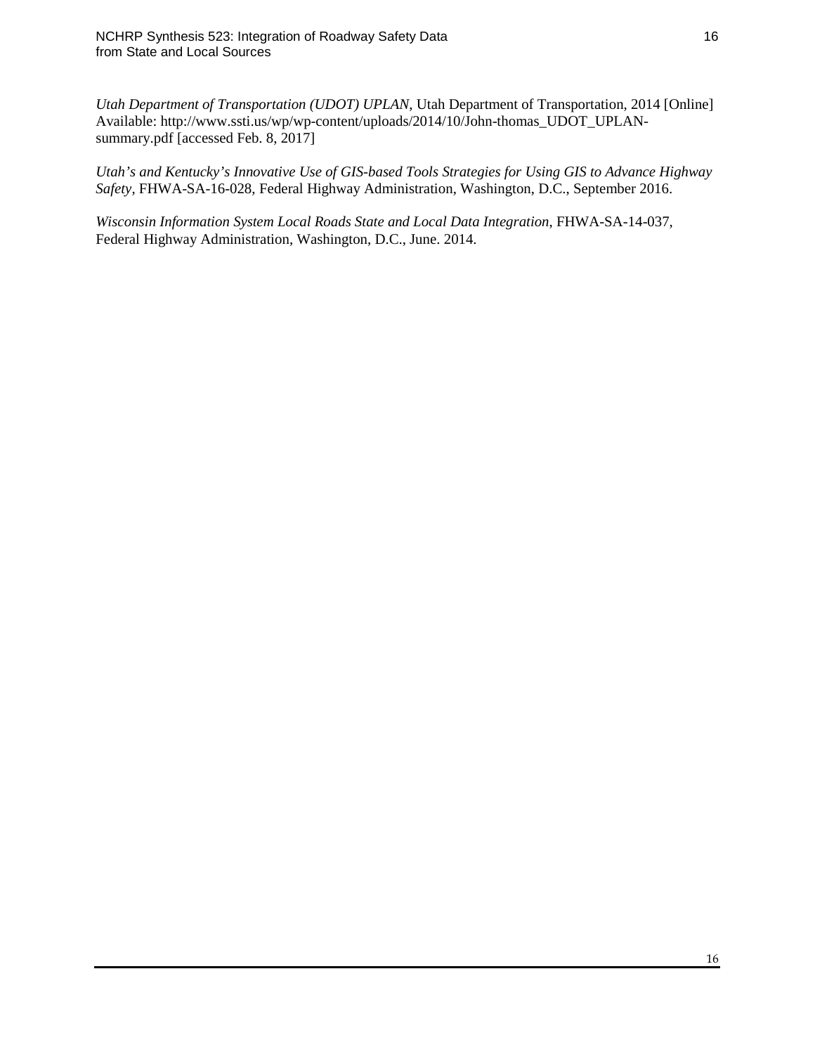*Utah Department of Transportation (UDOT) UPLAN*, Utah Department of Transportation, 2014 [Online] Available: http://www.ssti.us/wp/wp-content/uploads/2014/10/John-thomas_UDOT_UPLAN-summary.pdf [accessed Feb. 8, 2017]

*Utah's and Kentucky's Innovative Use of GIS-based Tools Strategies for Using GIS to Advance Highway Safety*, FHWA-SA-16-028, Federal Highway Administration, Washington, D.C., September 2016.

*Wisconsin Information System Local Roads State and Local Data Integration*, FHWA-SA-14-037, Federal Highway Administration, Washington, D.C., June. 2014.